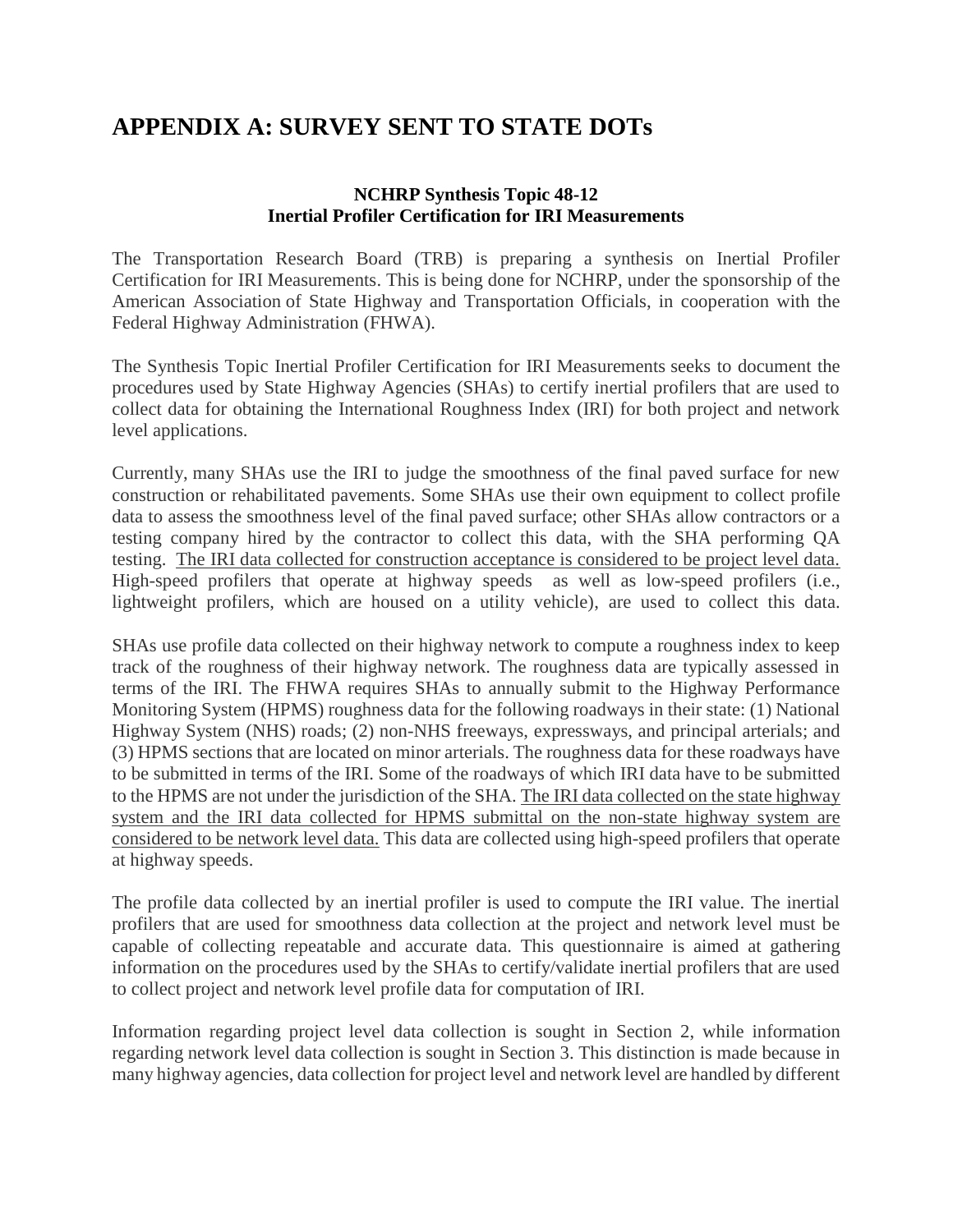# APPENDIX A: SURVEY SENT TO STATE DOTs

**NCHRP Synthesis Topic 48-12**
**Inertial Profiler Certification for IRI Measurements**

The Transportation Research Board (TRB) is preparing a synthesis on Inertial Profiler Certification for IRI Measurements. This is being done for NCHRP, under the sponsorship of the American Association of State Highway and Transportation Officials, in cooperation with the Federal Highway Administration (FHWA).

The Synthesis Topic Inertial Profiler Certification for IRI Measurements seeks to document the procedures used by State Highway Agencies (SHAs) to certify inertial profilers that are used to collect data for obtaining the International Roughness Index (IRI) for both project and network level applications.

Currently, many SHAs use the IRI to judge the smoothness of the final paved surface for new construction or rehabilitated pavements. Some SHAs use their own equipment to collect profile data to assess the smoothness level of the final paved surface; other SHAs allow contractors or a testing company hired by the contractor to collect this data, with the SHA performing QA testing. <u>The IRI data collected for construction acceptance is considered to be project level data.</u> High-speed profilers that operate at highway speeds as well as low-speed profilers (i.e., lightweight profilers, which are housed on a utility vehicle), are used to collect this data.

SHAs use profile data collected on their highway network to compute a roughness index to keep track of the roughness of their highway network. The roughness data are typically assessed in terms of the IRI. The FHWA requires SHAs to annually submit to the Highway Performance Monitoring System (HPMS) roughness data for the following roadways in their state: (1) National Highway System (NHS) roads; (2) non-NHS freeways, expressways, and principal arterials; and (3) HPMS sections that are located on minor arterials. The roughness data for these roadways have to be submitted in terms of the IRI. Some of the roadways of which IRI data have to be submitted to the HPMS are not under the jurisdiction of the SHA. <u>The IRI data collected on the state highway system and the IRI data collected for HPMS submittal on the non-state highway system are considered to be network level data.</u> This data are collected using high-speed profilers that operate at highway speeds.

The profile data collected by an inertial profiler is used to compute the IRI value. The inertial profilers that are used for smoothness data collection at the project and network level must be capable of collecting repeatable and accurate data. This questionnaire is aimed at gathering information on the procedures used by the SHAs to certify/validate inertial profilers that are used to collect project and network level profile data for computation of IRI.

Information regarding project level data collection is sought in Section 2, while information regarding network level data collection is sought in Section 3. This distinction is made because in many highway agencies, data collection for project level and network level are handled by different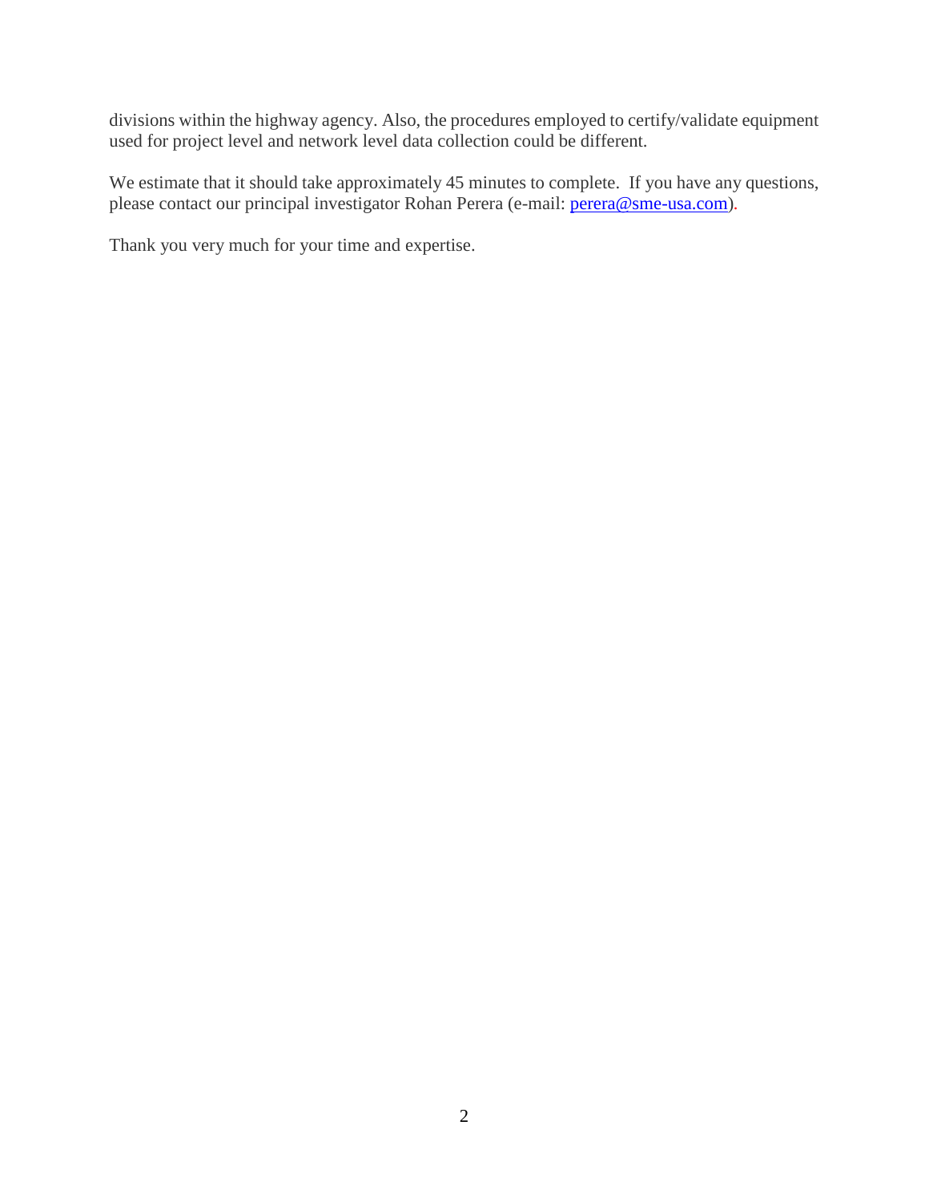divisions within the highway agency. Also, the procedures employed to certify/validate equipment used for project level and network level data collection could be different.

We estimate that it should take approximately 45 minutes to complete. If you have any questions, please contact our principal investigator Rohan Perera (e-mail: perera@sme-usa.com).

Thank you very much for your time and expertise.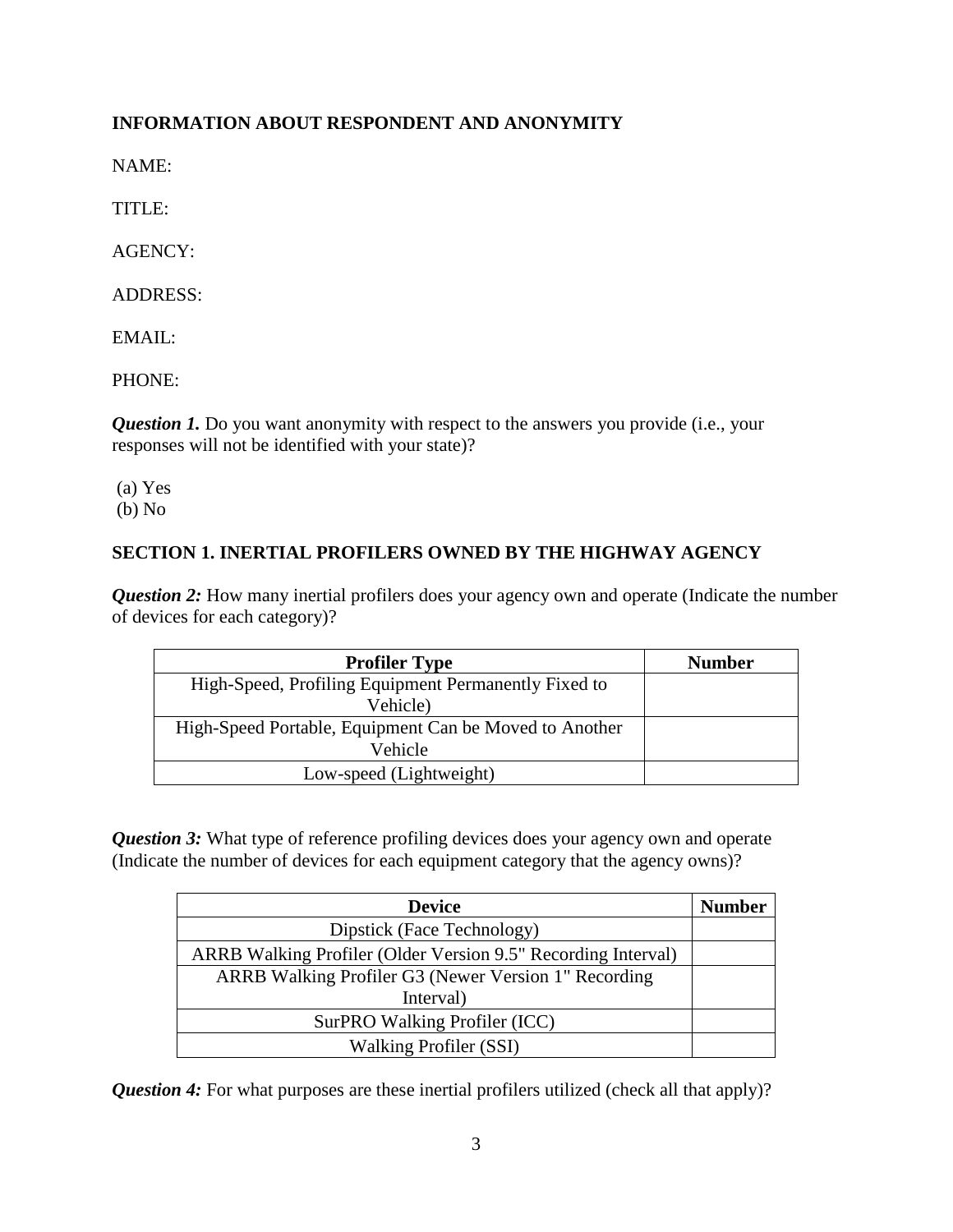## INFORMATION ABOUT RESPONDENT AND ANONYMITY

NAME:

TITLE:

AGENCY:

ADDRESS:

EMAIL:

PHONE:

***Question 1.*** Do you want anonymity with respect to the answers you provide (i.e., your responses will not be identified with your state)?

(a) Yes
(b) No

## SECTION 1. INERTIAL PROFILERS OWNED BY THE HIGHWAY AGENCY

***Question 2:*** How many inertial profilers does your agency own and operate (Indicate the number of devices for each category)?

| Profiler Type | Number |
|---|---|
| High-Speed, Profiling Equipment Permanently Fixed to Vehicle) | |
| High-Speed Portable, Equipment Can be Moved to Another Vehicle | |
| Low-speed (Lightweight) | |

***Question 3:*** What type of reference profiling devices does your agency own and operate (Indicate the number of devices for each equipment category that the agency owns)?

| Device | Number |
|---|---|
| Dipstick (Face Technology) | |
| ARRB Walking Profiler (Older Version 9.5" Recording Interval) | |
| ARRB Walking Profiler G3 (Newer Version 1" Recording Interval) | |
| SurPRO Walking Profiler (ICC) | |
| Walking Profiler (SSI) | |

***Question 4:*** For what purposes are these inertial profilers utilized (check all that apply)?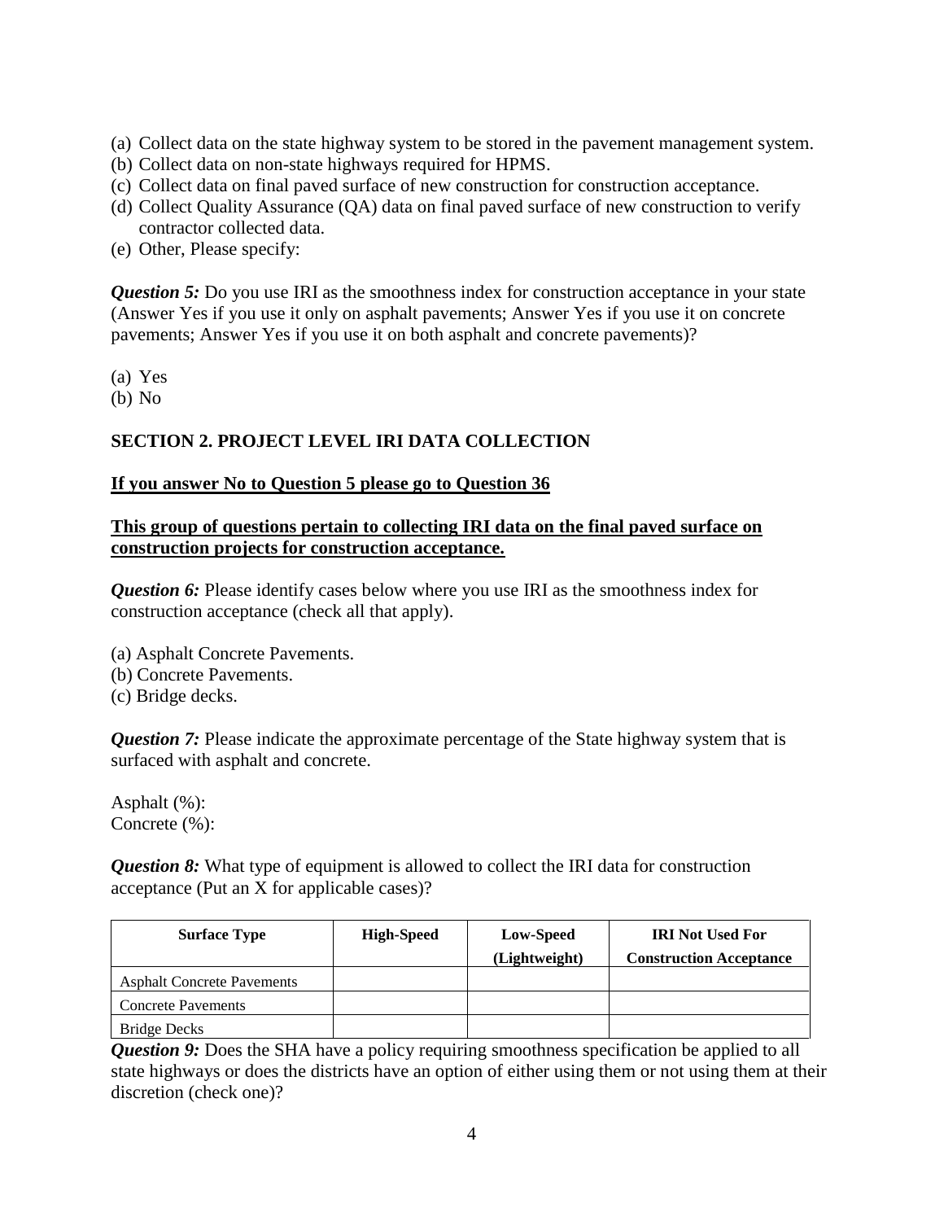(a) Collect data on the state highway system to be stored in the pavement management system.
(b) Collect data on non-state highways required for HPMS.
(c) Collect data on final paved surface of new construction for construction acceptance.
(d) Collect Quality Assurance (QA) data on final paved surface of new construction to verify contractor collected data.
(e) Other, Please specify:

***Question 5:*** Do you use IRI as the smoothness index for construction acceptance in your state (Answer Yes if you use it only on asphalt pavements; Answer Yes if you use it on concrete pavements; Answer Yes if you use it on both asphalt and concrete pavements)?

(a) Yes
(b) No

**SECTION 2. PROJECT LEVEL IRI DATA COLLECTION**

**<u>If you answer No to Question 5 please go to Question 36</u>**

**<u>This group of questions pertain to collecting IRI data on the final paved surface on construction projects for construction acceptance.</u>**

***Question 6:*** Please identify cases below where you use IRI as the smoothness index for construction acceptance (check all that apply).

(a) Asphalt Concrete Pavements.
(b) Concrete Pavements.
(c) Bridge decks.

***Question 7:*** Please indicate the approximate percentage of the State highway system that is surfaced with asphalt and concrete.

Asphalt (%):
Concrete (%):

***Question 8:*** What type of equipment is allowed to collect the IRI data for construction acceptance (Put an X for applicable cases)?

| Surface Type | High-Speed | Low-Speed (Lightweight) | IRI Not Used For Construction Acceptance |
|---|---|---|---|
| Asphalt Concrete Pavements | | | |
| Concrete Pavements | | | |
| Bridge Decks | | | |

***Question 9:*** Does the SHA have a policy requiring smoothness specification be applied to all state highways or does the districts have an option of either using them or not using them at their discretion (check one)?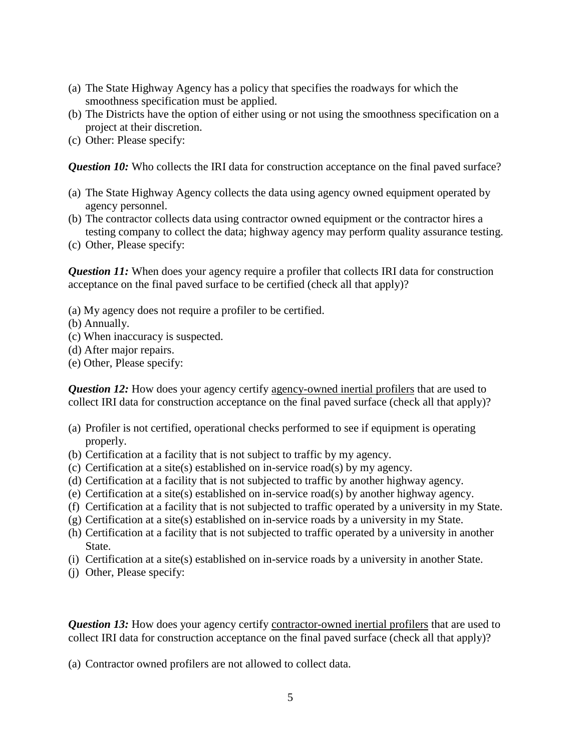(a) The State Highway Agency has a policy that specifies the roadways for which the smoothness specification must be applied.
(b) The Districts have the option of either using or not using the smoothness specification on a project at their discretion.
(c) Other: Please specify:

***Question 10:*** Who collects the IRI data for construction acceptance on the final paved surface?

(a) The State Highway Agency collects the data using agency owned equipment operated by agency personnel.
(b) The contractor collects data using contractor owned equipment or the contractor hires a testing company to collect the data; highway agency may perform quality assurance testing.
(c) Other, Please specify:

***Question 11:*** When does your agency require a profiler that collects IRI data for construction acceptance on the final paved surface to be certified (check all that apply)?

(a) My agency does not require a profiler to be certified.
(b) Annually.
(c) When inaccuracy is suspected.
(d) After major repairs.
(e) Other, Please specify:

***Question 12:*** How does your agency certify <u>agency-owned inertial profilers</u> that are used to collect IRI data for construction acceptance on the final paved surface (check all that apply)?

(a) Profiler is not certified, operational checks performed to see if equipment is operating properly.
(b) Certification at a facility that is not subject to traffic by my agency.
(c) Certification at a site(s) established on in-service road(s) by my agency.
(d) Certification at a facility that is not subjected to traffic by another highway agency.
(e) Certification at a site(s) established on in-service road(s) by another highway agency.
(f) Certification at a facility that is not subjected to traffic operated by a university in my State.
(g) Certification at a site(s) established on in-service roads by a university in my State.
(h) Certification at a facility that is not subjected to traffic operated by a university in another State.
(i) Certification at a site(s) established on in-service roads by a university in another State.
(j) Other, Please specify:

***Question 13:*** How does your agency certify <u>contractor-owned inertial profilers</u> that are used to collect IRI data for construction acceptance on the final paved surface (check all that apply)?

(a) Contractor owned profilers are not allowed to collect data.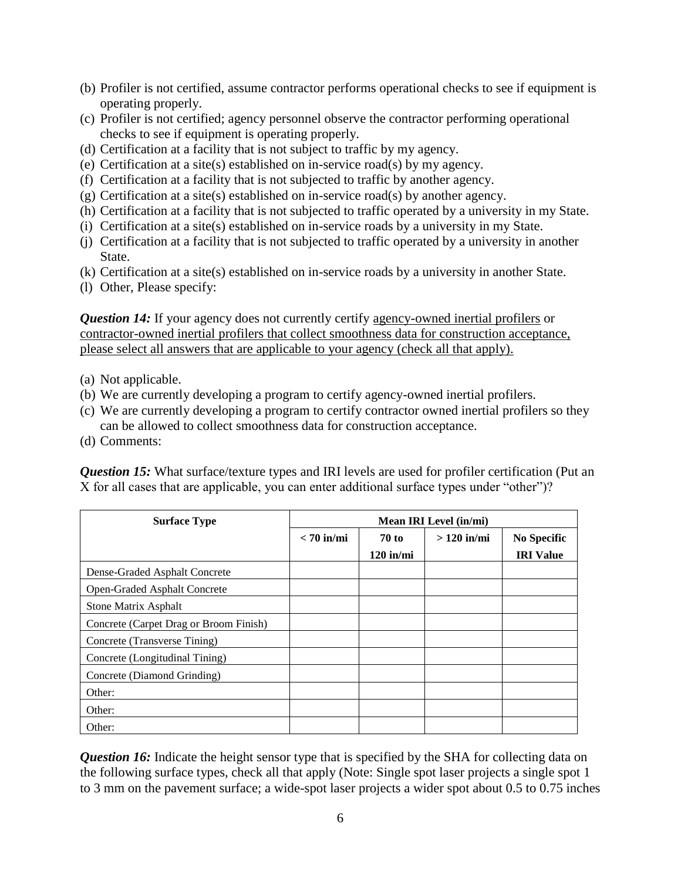(b) Profiler is not certified, assume contractor performs operational checks to see if equipment is operating properly.
(c) Profiler is not certified; agency personnel observe the contractor performing operational checks to see if equipment is operating properly.
(d) Certification at a facility that is not subject to traffic by my agency.
(e) Certification at a site(s) established on in-service road(s) by my agency.
(f) Certification at a facility that is not subjected to traffic by another agency.
(g) Certification at a site(s) established on in-service road(s) by another agency.
(h) Certification at a facility that is not subjected to traffic operated by a university in my State.
(i) Certification at a site(s) established on in-service roads by a university in my State.
(j) Certification at a facility that is not subjected to traffic operated by a university in another State.
(k) Certification at a site(s) established on in-service roads by a university in another State.
(l) Other, Please specify:

***Question 14:*** If your agency does not currently certify agency-owned inertial profilers or contractor-owned inertial profilers that collect smoothness data for construction acceptance, please select all answers that are applicable to your agency (check all that apply).

(a) Not applicable.
(b) We are currently developing a program to certify agency-owned inertial profilers.
(c) We are currently developing a program to certify contractor owned inertial profilers so they can be allowed to collect smoothness data for construction acceptance.
(d) Comments:

***Question 15:*** What surface/texture types and IRI levels are used for profiler certification (Put an X for all cases that are applicable, you can enter additional surface types under "other")?

| Surface Type | Mean IRI Level (in/mi) | | | |
|---|---|---|---|---|
| | < 70 in/mi | 70 to 120 in/mi | > 120 in/mi | No Specific IRI Value |
| Dense-Graded Asphalt Concrete | | | | |
| Open-Graded Asphalt Concrete | | | | |
| Stone Matrix Asphalt | | | | |
| Concrete (Carpet Drag or Broom Finish) | | | | |
| Concrete (Transverse Tining) | | | | |
| Concrete (Longitudinal Tining) | | | | |
| Concrete (Diamond Grinding) | | | | |
| Other: | | | | |
| Other: | | | | |
| Other: | | | | |

***Question 16:*** Indicate the height sensor type that is specified by the SHA for collecting data on the following surface types, check all that apply (Note: Single spot laser projects a single spot 1 to 3 mm on the pavement surface; a wide-spot laser projects a wider spot about 0.5 to 0.75 inches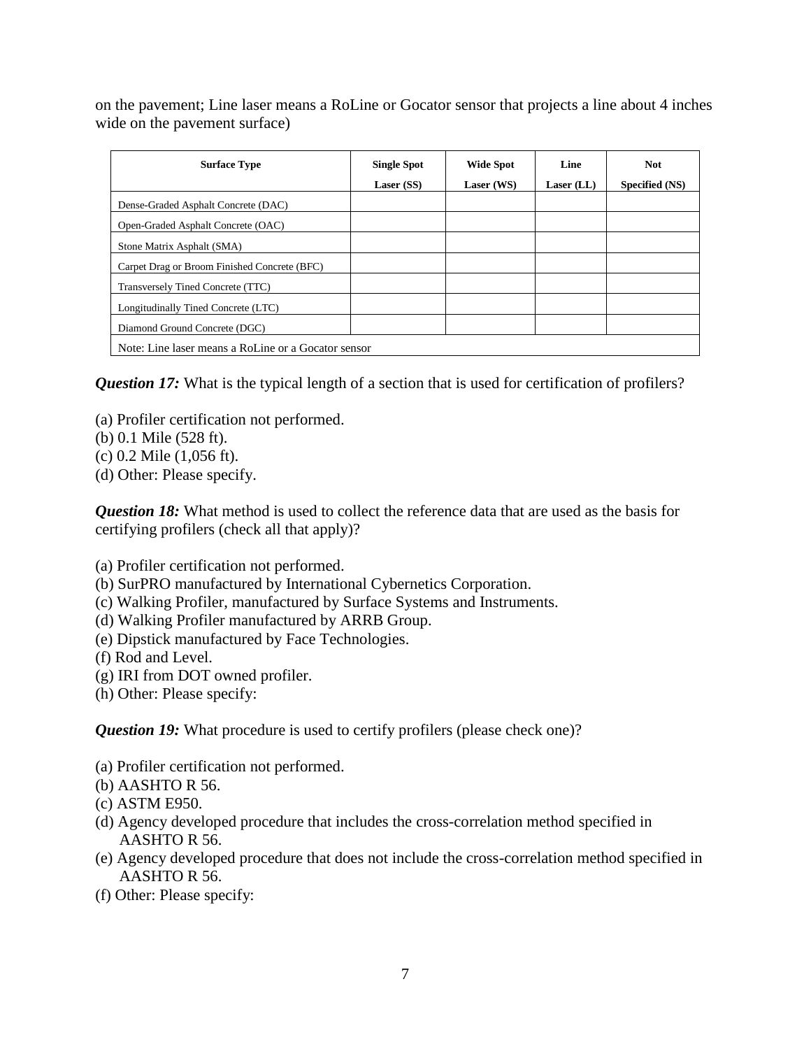on the pavement; Line laser means a RoLine or Gocator sensor that projects a line about 4 inches wide on the pavement surface)

| Surface Type | Single Spot Laser (SS) | Wide Spot Laser (WS) | Line Laser (LL) | Not Specified (NS) |
|---|---|---|---|---|
| Dense-Graded Asphalt Concrete (DAC) | | | | |
| Open-Graded Asphalt Concrete (OAC) | | | | |
| Stone Matrix Asphalt (SMA) | | | | |
| Carpet Drag or Broom Finished Concrete (BFC) | | | | |
| Transversely Tined Concrete (TTC) | | | | |
| Longitudinally Tined Concrete (LTC) | | | | |
| Diamond Ground Concrete (DGC) | | | | |
| Note: Line laser means a RoLine or a Gocator sensor | | | | |

***Question 17:*** What is the typical length of a section that is used for certification of profilers?

(a) Profiler certification not performed.
(b) 0.1 Mile (528 ft).
(c) 0.2 Mile (1,056 ft).
(d) Other: Please specify.

***Question 18:*** What method is used to collect the reference data that are used as the basis for certifying profilers (check all that apply)?

(a) Profiler certification not performed.
(b) SurPRO manufactured by International Cybernetics Corporation.
(c) Walking Profiler, manufactured by Surface Systems and Instruments.
(d) Walking Profiler manufactured by ARRB Group.
(e) Dipstick manufactured by Face Technologies.
(f) Rod and Level.
(g) IRI from DOT owned profiler.
(h) Other: Please specify:

***Question 19:*** What procedure is used to certify profilers (please check one)?

(a) Profiler certification not performed.
(b) AASHTO R 56.
(c) ASTM E950.
(d) Agency developed procedure that includes the cross-correlation method specified in AASHTO R 56.
(e) Agency developed procedure that does not include the cross-correlation method specified in AASHTO R 56.
(f) Other: Please specify: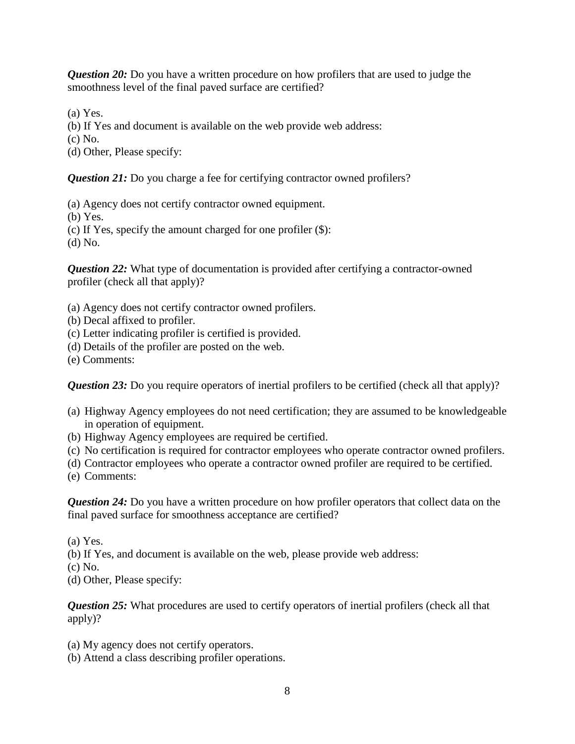***Question 20:*** Do you have a written procedure on how profilers that are used to judge the smoothness level of the final paved surface are certified?

(a) Yes.
(b) If Yes and document is available on the web provide web address:
(c) No.
(d) Other, Please specify:

***Question 21:*** Do you charge a fee for certifying contractor owned profilers?

(a) Agency does not certify contractor owned equipment.
(b) Yes.
(c) If Yes, specify the amount charged for one profiler ($):
(d) No.

***Question 22:*** What type of documentation is provided after certifying a contractor-owned profiler (check all that apply)?

(a) Agency does not certify contractor owned profilers.
(b) Decal affixed to profiler.
(c) Letter indicating profiler is certified is provided.
(d) Details of the profiler are posted on the web.
(e) Comments:

***Question 23:*** Do you require operators of inertial profilers to be certified (check all that apply)?

(a) Highway Agency employees do not need certification; they are assumed to be knowledgeable in operation of equipment.
(b) Highway Agency employees are required be certified.
(c) No certification is required for contractor employees who operate contractor owned profilers.
(d) Contractor employees who operate a contractor owned profiler are required to be certified.
(e) Comments:

***Question 24:*** Do you have a written procedure on how profiler operators that collect data on the final paved surface for smoothness acceptance are certified?

(a) Yes.
(b) If Yes, and document is available on the web, please provide web address:
(c) No.
(d) Other, Please specify:

***Question 25:*** What procedures are used to certify operators of inertial profilers (check all that apply)?

(a) My agency does not certify operators.
(b) Attend a class describing profiler operations.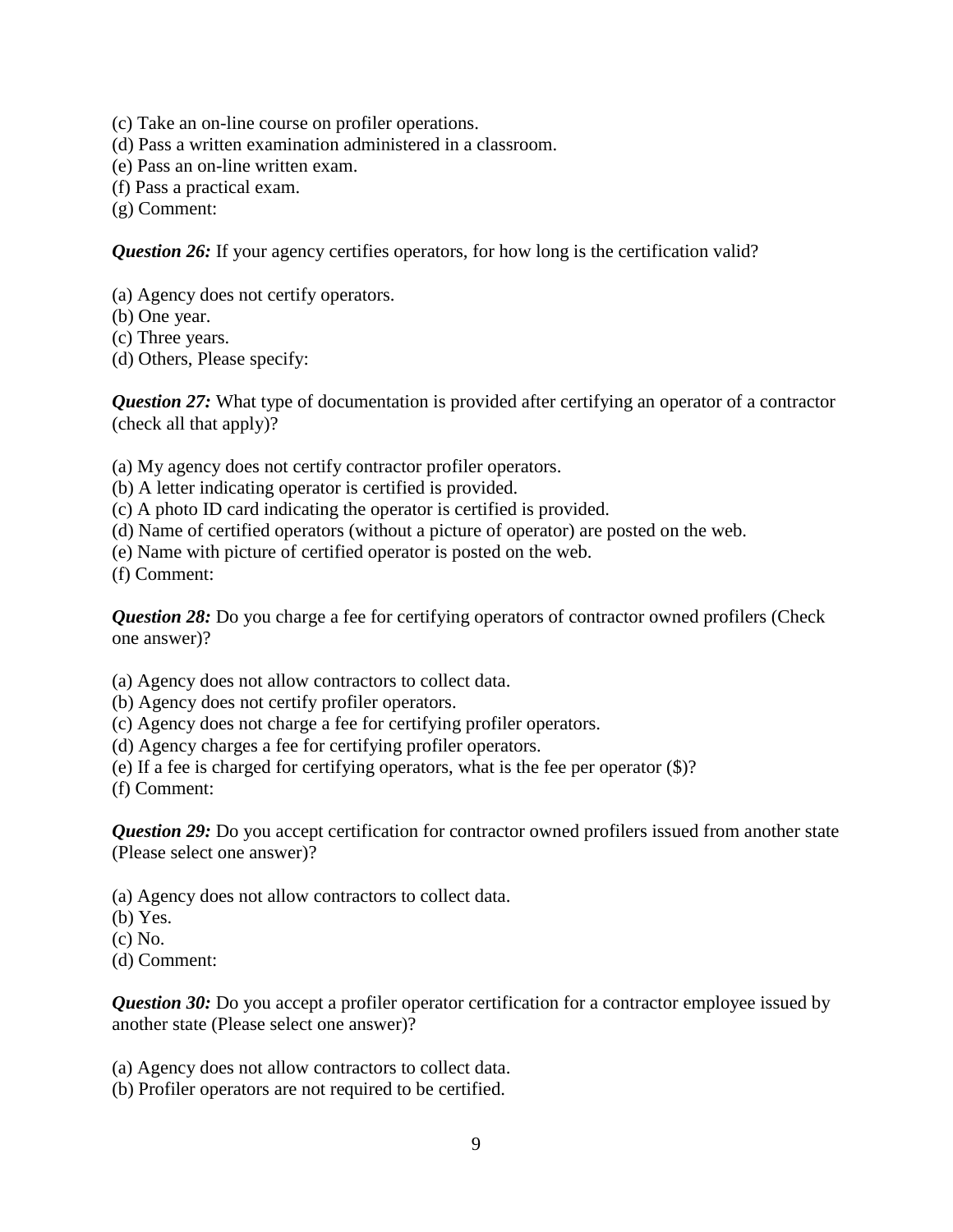(c) Take an on-line course on profiler operations.
(d) Pass a written examination administered in a classroom.
(e) Pass an on-line written exam.
(f) Pass a practical exam.
(g) Comment:

***Question 26:*** If your agency certifies operators, for how long is the certification valid?

(a) Agency does not certify operators.
(b) One year.
(c) Three years.
(d) Others, Please specify:

***Question 27:*** What type of documentation is provided after certifying an operator of a contractor (check all that apply)?

(a) My agency does not certify contractor profiler operators.
(b) A letter indicating operator is certified is provided.
(c) A photo ID card indicating the operator is certified is provided.
(d) Name of certified operators (without a picture of operator) are posted on the web.
(e) Name with picture of certified operator is posted on the web.
(f) Comment:

***Question 28:*** Do you charge a fee for certifying operators of contractor owned profilers (Check one answer)?

(a) Agency does not allow contractors to collect data.
(b) Agency does not certify profiler operators.
(c) Agency does not charge a fee for certifying profiler operators.
(d) Agency charges a fee for certifying profiler operators.
(e) If a fee is charged for certifying operators, what is the fee per operator ($)?
(f) Comment:

***Question 29:*** Do you accept certification for contractor owned profilers issued from another state (Please select one answer)?

(a) Agency does not allow contractors to collect data.
(b) Yes.
(c) No.
(d) Comment:

***Question 30:*** Do you accept a profiler operator certification for a contractor employee issued by another state (Please select one answer)?

(a) Agency does not allow contractors to collect data.
(b) Profiler operators are not required to be certified.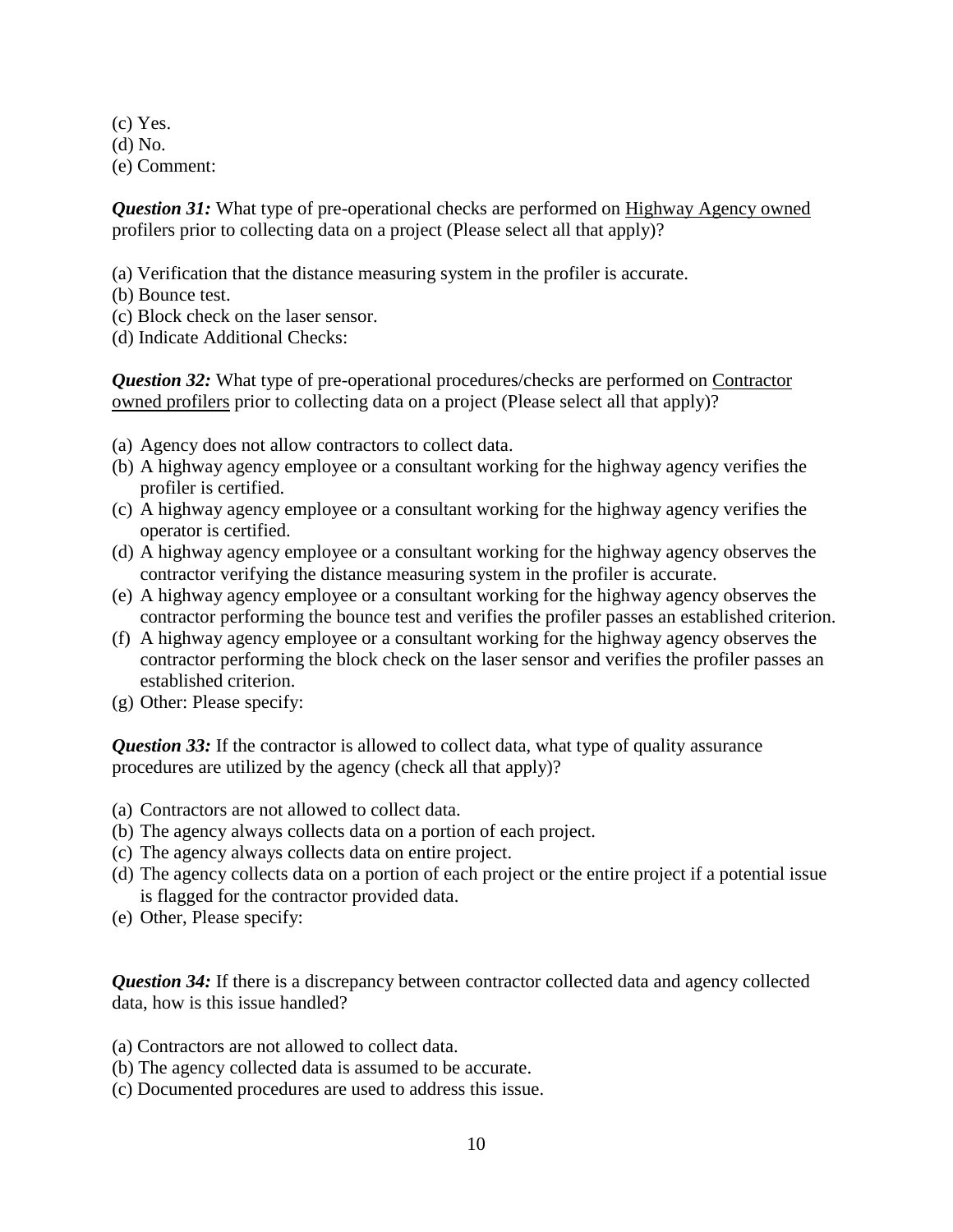(c) Yes.
(d) No.
(e) Comment:

***Question 31:*** What type of pre-operational checks are performed on Highway Agency owned profilers prior to collecting data on a project (Please select all that apply)?

(a) Verification that the distance measuring system in the profiler is accurate.
(b) Bounce test.
(c) Block check on the laser sensor.
(d) Indicate Additional Checks:

***Question 32:*** What type of pre-operational procedures/checks are performed on Contractor owned profilers prior to collecting data on a project (Please select all that apply)?

(a) Agency does not allow contractors to collect data.
(b) A highway agency employee or a consultant working for the highway agency verifies the profiler is certified.
(c) A highway agency employee or a consultant working for the highway agency verifies the operator is certified.
(d) A highway agency employee or a consultant working for the highway agency observes the contractor verifying the distance measuring system in the profiler is accurate.
(e) A highway agency employee or a consultant working for the highway agency observes the contractor performing the bounce test and verifies the profiler passes an established criterion.
(f) A highway agency employee or a consultant working for the highway agency observes the contractor performing the block check on the laser sensor and verifies the profiler passes an established criterion.
(g) Other: Please specify:

***Question 33:*** If the contractor is allowed to collect data, what type of quality assurance procedures are utilized by the agency (check all that apply)?

(a) Contractors are not allowed to collect data.
(b) The agency always collects data on a portion of each project.
(c) The agency always collects data on entire project.
(d) The agency collects data on a portion of each project or the entire project if a potential issue is flagged for the contractor provided data.
(e) Other, Please specify:

***Question 34:*** If there is a discrepancy between contractor collected data and agency collected data, how is this issue handled?

(a) Contractors are not allowed to collect data.
(b) The agency collected data is assumed to be accurate.
(c) Documented procedures are used to address this issue.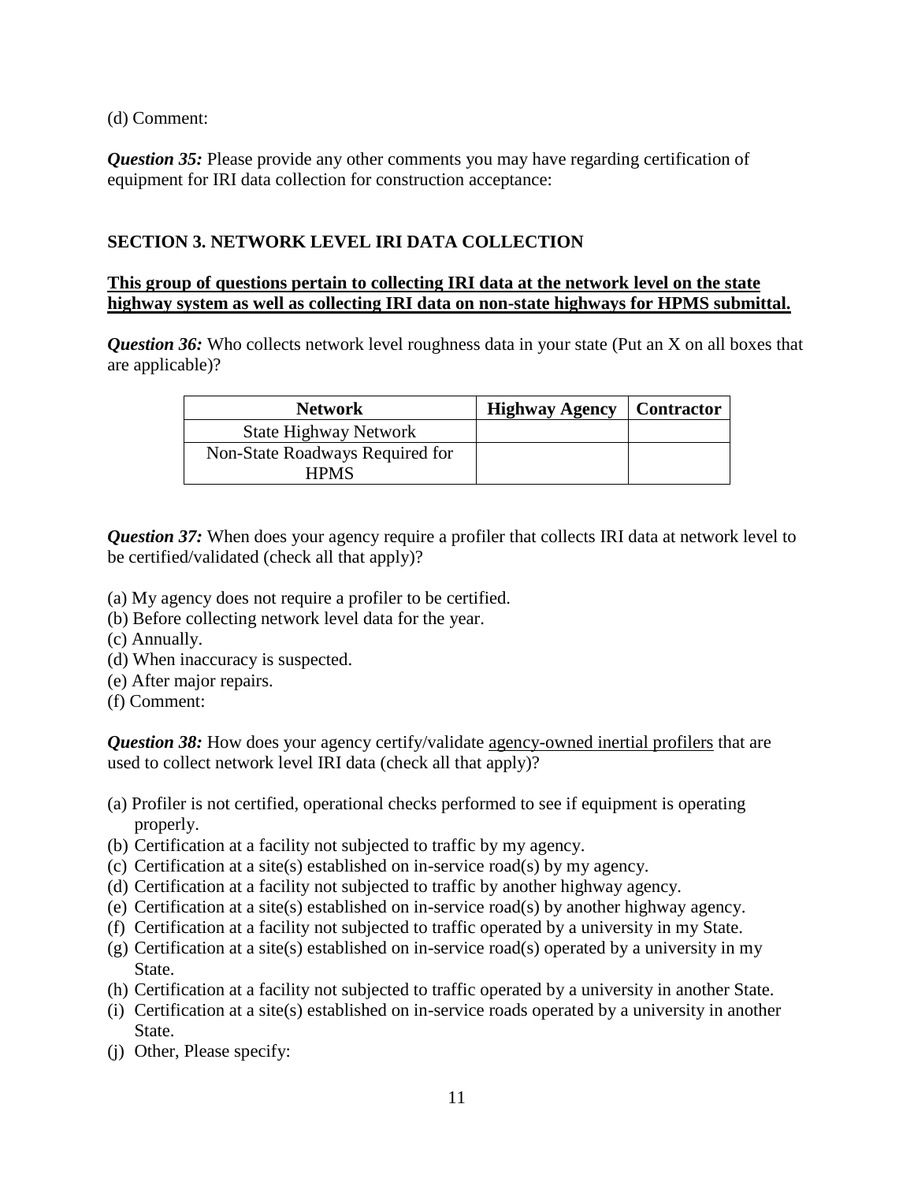(d) Comment:

***Question 35:*** Please provide any other comments you may have regarding certification of equipment for IRI data collection for construction acceptance:

## SECTION 3. NETWORK LEVEL IRI DATA COLLECTION

**This group of questions pertain to collecting IRI data at the network level on the state highway system as well as collecting IRI data on non-state highways for HPMS submittal.**

***Question 36:*** Who collects network level roughness data in your state (Put an X on all boxes that are applicable)?

| Network | Highway Agency | Contractor |
|---|---|---|
| State Highway Network | | |
| Non-State Roadways Required for HPMS | | |

***Question 37:*** When does your agency require a profiler that collects IRI data at network level to be certified/validated (check all that apply)?

(a) My agency does not require a profiler to be certified.
(b) Before collecting network level data for the year.
(c) Annually.
(d) When inaccuracy is suspected.
(e) After major repairs.
(f) Comment:

***Question 38:*** How does your agency certify/validate agency-owned inertial profilers that are used to collect network level IRI data (check all that apply)?

(a) Profiler is not certified, operational checks performed to see if equipment is operating properly.
(b) Certification at a facility not subjected to traffic by my agency.
(c) Certification at a site(s) established on in-service road(s) by my agency.
(d) Certification at a facility not subjected to traffic by another highway agency.
(e) Certification at a site(s) established on in-service road(s) by another highway agency.
(f) Certification at a facility not subjected to traffic operated by a university in my State.
(g) Certification at a site(s) established on in-service road(s) operated by a university in my State.
(h) Certification at a facility not subjected to traffic operated by a university in another State.
(i) Certification at a site(s) established on in-service roads operated by a university in another State.
(j) Other, Please specify: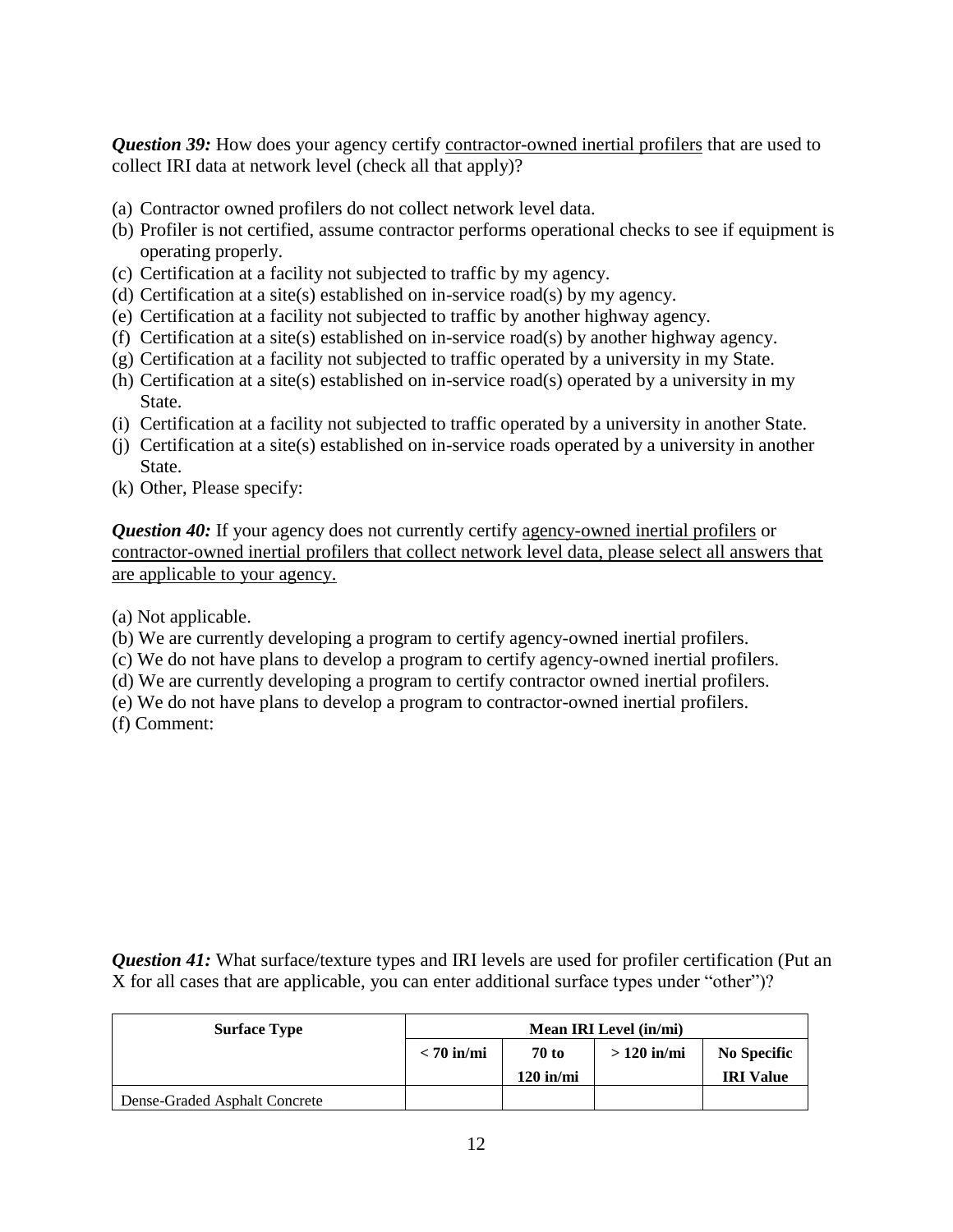***Question 39:*** How does your agency certify <u>contractor-owned inertial profilers</u> that are used to collect IRI data at network level (check all that apply)?

(a) Contractor owned profilers do not collect network level data.
(b) Profiler is not certified, assume contractor performs operational checks to see if equipment is operating properly.
(c) Certification at a facility not subjected to traffic by my agency.
(d) Certification at a site(s) established on in-service road(s) by my agency.
(e) Certification at a facility not subjected to traffic by another highway agency.
(f) Certification at a site(s) established on in-service road(s) by another highway agency.
(g) Certification at a facility not subjected to traffic operated by a university in my State.
(h) Certification at a site(s) established on in-service road(s) operated by a university in my State.
(i) Certification at a facility not subjected to traffic operated by a university in another State.
(j) Certification at a site(s) established on in-service roads operated by a university in another State.
(k) Other, Please specify:

***Question 40:*** If your agency does not currently certify <u>agency-owned inertial profilers</u> or <u>contractor-owned inertial profilers that collect network level data, please select all answers that are applicable to your agency.</u>

(a) Not applicable.
(b) We are currently developing a program to certify agency-owned inertial profilers.
(c) We do not have plans to develop a program to certify agency-owned inertial profilers.
(d) We are currently developing a program to certify contractor owned inertial profilers.
(e) We do not have plans to develop a program to contractor-owned inertial profilers.
(f) Comment:

***Question 41:*** What surface/texture types and IRI levels are used for profiler certification (Put an X for all cases that are applicable, you can enter additional surface types under "other")?

| **Surface Type** | **Mean IRI Level (in/mi)** | | | |
|---|---|---|---|---|
| | **< 70 in/mi** | **70 to 120 in/mi** | **> 120 in/mi** | **No Specific IRI Value** |
| Dense-Graded Asphalt Concrete | | | | |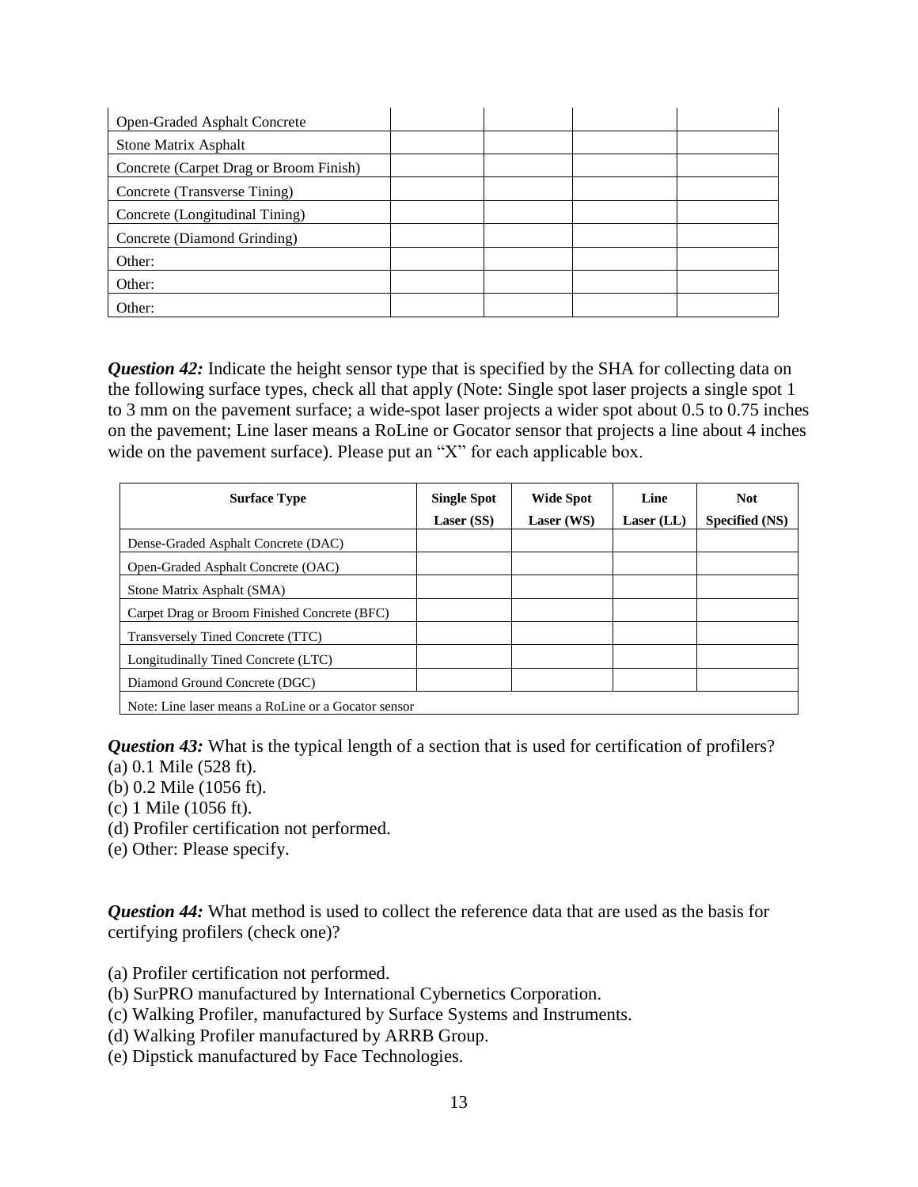| | | | | |
|---|---|---|---|---|
| Open-Graded Asphalt Concrete | | | | |
| Stone Matrix Asphalt | | | | |
| Concrete (Carpet Drag or Broom Finish) | | | | |
| Concrete (Transverse Tining) | | | | |
| Concrete (Longitudinal Tining) | | | | |
| Concrete (Diamond Grinding) | | | | |
| Other: | | | | |
| Other: | | | | |
| Other: | | | | |

***Question 42:*** Indicate the height sensor type that is specified by the SHA for collecting data on the following surface types, check all that apply (Note: Single spot laser projects a single spot 1 to 3 mm on the pavement surface; a wide-spot laser projects a wider spot about 0.5 to 0.75 inches on the pavement; Line laser means a RoLine or Gocator sensor that projects a line about 4 inches wide on the pavement surface). Please put an "X" for each applicable box.

| Surface Type | Single Spot Laser (SS) | Wide Spot Laser (WS) | Line Laser (LL) | Not Specified (NS) |
|---|---|---|---|---|
| Dense-Graded Asphalt Concrete (DAC) | | | | |
| Open-Graded Asphalt Concrete (OAC) | | | | |
| Stone Matrix Asphalt (SMA) | | | | |
| Carpet Drag or Broom Finished Concrete (BFC) | | | | |
| Transversely Tined Concrete (TTC) | | | | |
| Longitudinally Tined Concrete (LTC) | | | | |
| Diamond Ground Concrete (DGC) | | | | |
| Note: Line laser means a RoLine or a Gocator sensor | | | | |

***Question 43:*** What is the typical length of a section that is used for certification of profilers?
(a) 0.1 Mile (528 ft).
(b) 0.2 Mile (1056 ft).
(c) 1 Mile (1056 ft).
(d) Profiler certification not performed.
(e) Other: Please specify.

***Question 44:*** What method is used to collect the reference data that are used as the basis for certifying profilers (check one)?

(a) Profiler certification not performed.
(b) SurPRO manufactured by International Cybernetics Corporation.
(c) Walking Profiler, manufactured by Surface Systems and Instruments.
(d) Walking Profiler manufactured by ARRB Group.
(e) Dipstick manufactured by Face Technologies.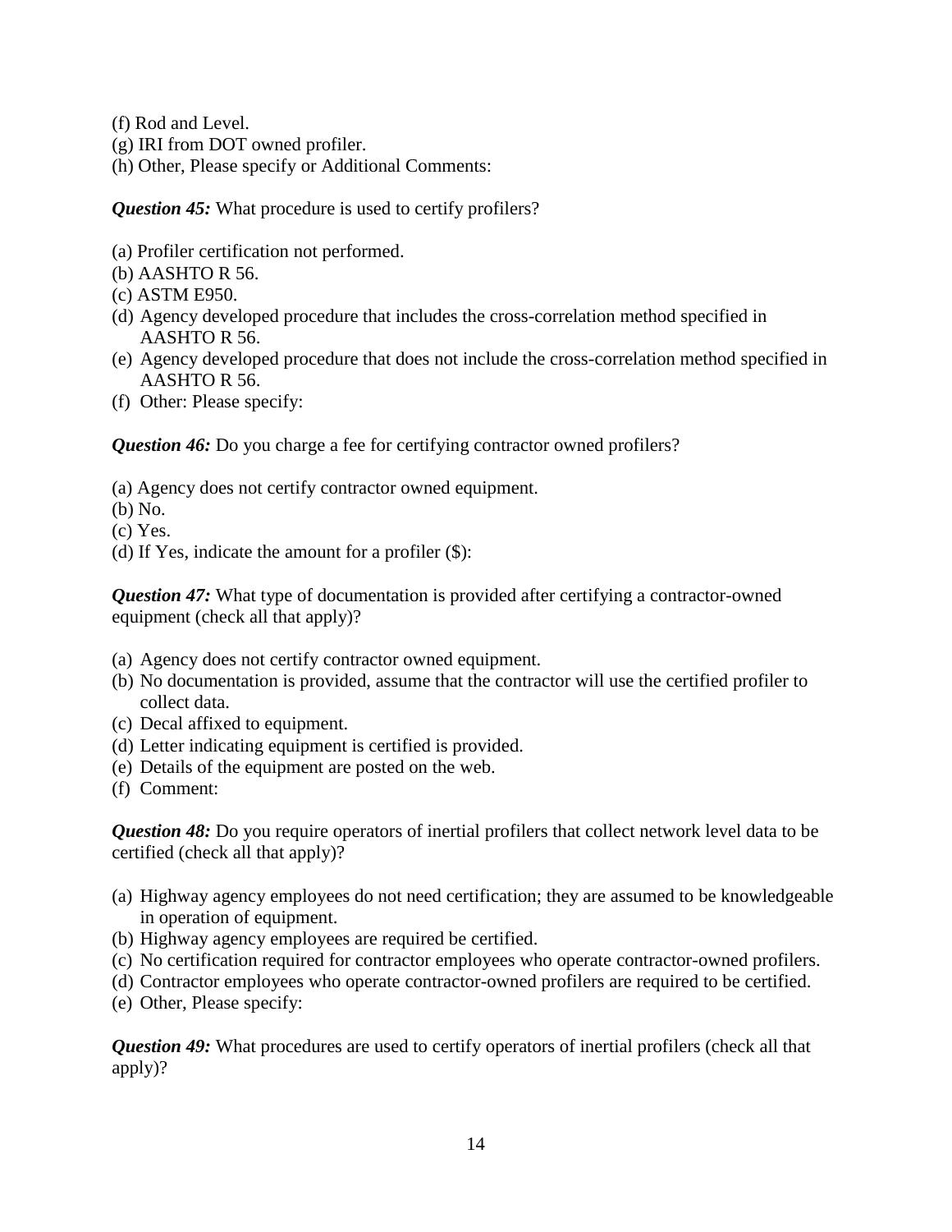(f) Rod and Level.
(g) IRI from DOT owned profiler.
(h) Other, Please specify or Additional Comments:

***Question 45:*** What procedure is used to certify profilers?

(a) Profiler certification not performed.
(b) AASHTO R 56.
(c) ASTM E950.
(d) Agency developed procedure that includes the cross-correlation method specified in AASHTO R 56.
(e) Agency developed procedure that does not include the cross-correlation method specified in AASHTO R 56.
(f) Other: Please specify:

***Question 46:*** Do you charge a fee for certifying contractor owned profilers?

(a) Agency does not certify contractor owned equipment.
(b) No.
(c) Yes.
(d) If Yes, indicate the amount for a profiler ($):

***Question 47:*** What type of documentation is provided after certifying a contractor-owned equipment (check all that apply)?

(a) Agency does not certify contractor owned equipment.
(b) No documentation is provided, assume that the contractor will use the certified profiler to collect data.
(c) Decal affixed to equipment.
(d) Letter indicating equipment is certified is provided.
(e) Details of the equipment are posted on the web.
(f) Comment:

***Question 48:*** Do you require operators of inertial profilers that collect network level data to be certified (check all that apply)?

(a) Highway agency employees do not need certification; they are assumed to be knowledgeable in operation of equipment.
(b) Highway agency employees are required be certified.
(c) No certification required for contractor employees who operate contractor-owned profilers.
(d) Contractor employees who operate contractor-owned profilers are required to be certified.
(e) Other, Please specify:

***Question 49:*** What procedures are used to certify operators of inertial profilers (check all that apply)?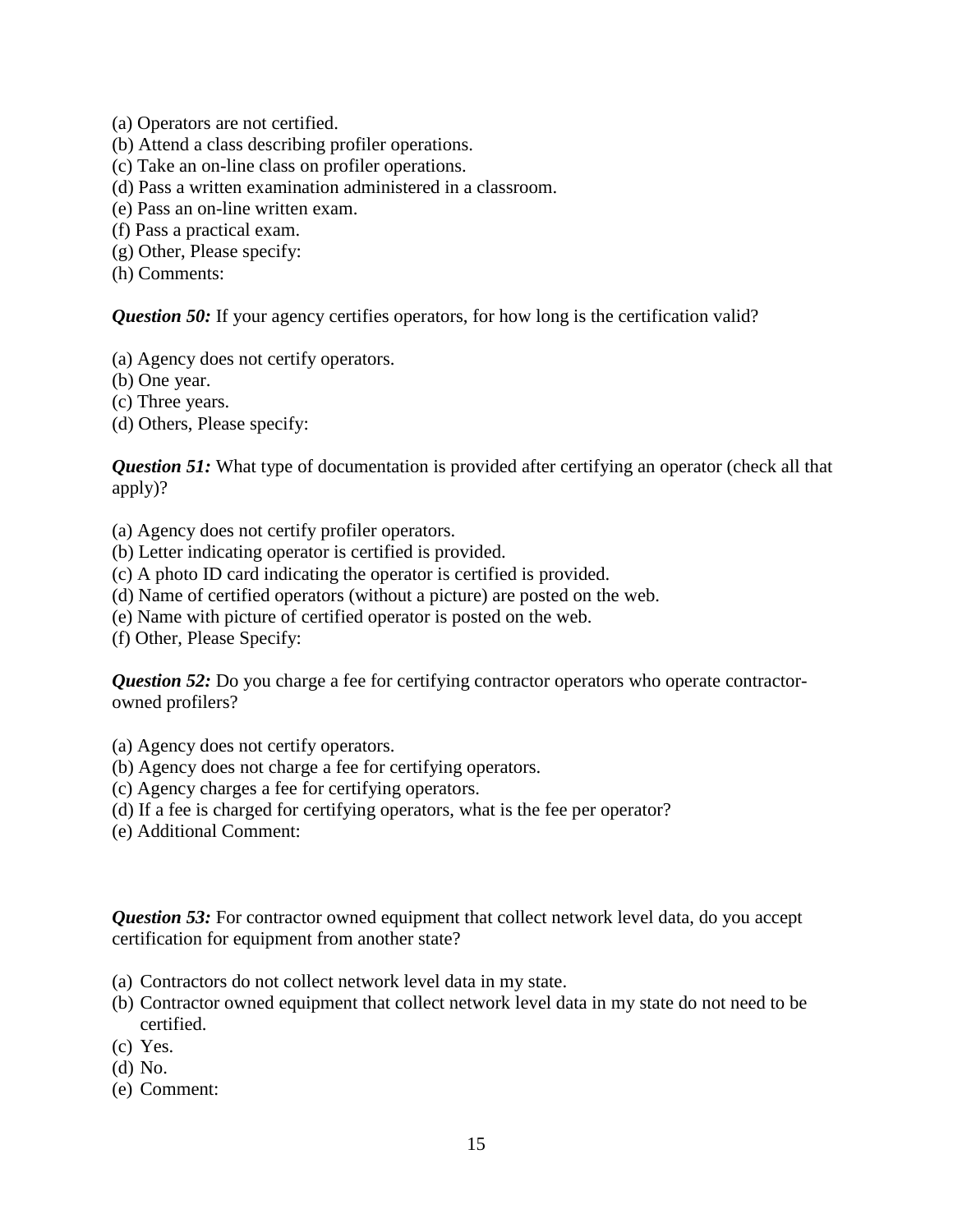(a) Operators are not certified.
(b) Attend a class describing profiler operations.
(c) Take an on-line class on profiler operations.
(d) Pass a written examination administered in a classroom.
(e) Pass an on-line written exam.
(f) Pass a practical exam.
(g) Other, Please specify:
(h) Comments:

***Question 50:*** If your agency certifies operators, for how long is the certification valid?

(a) Agency does not certify operators.
(b) One year.
(c) Three years.
(d) Others, Please specify:

***Question 51:*** What type of documentation is provided after certifying an operator (check all that apply)?

(a) Agency does not certify profiler operators.
(b) Letter indicating operator is certified is provided.
(c) A photo ID card indicating the operator is certified is provided.
(d) Name of certified operators (without a picture) are posted on the web.
(e) Name with picture of certified operator is posted on the web.
(f) Other, Please Specify:

***Question 52:*** Do you charge a fee for certifying contractor operators who operate contractor-owned profilers?

(a) Agency does not certify operators.
(b) Agency does not charge a fee for certifying operators.
(c) Agency charges a fee for certifying operators.
(d) If a fee is charged for certifying operators, what is the fee per operator?
(e) Additional Comment:

***Question 53:*** For contractor owned equipment that collect network level data, do you accept certification for equipment from another state?

(a) Contractors do not collect network level data in my state.
(b) Contractor owned equipment that collect network level data in my state do not need to be certified.
(c) Yes.
(d) No.
(e) Comment: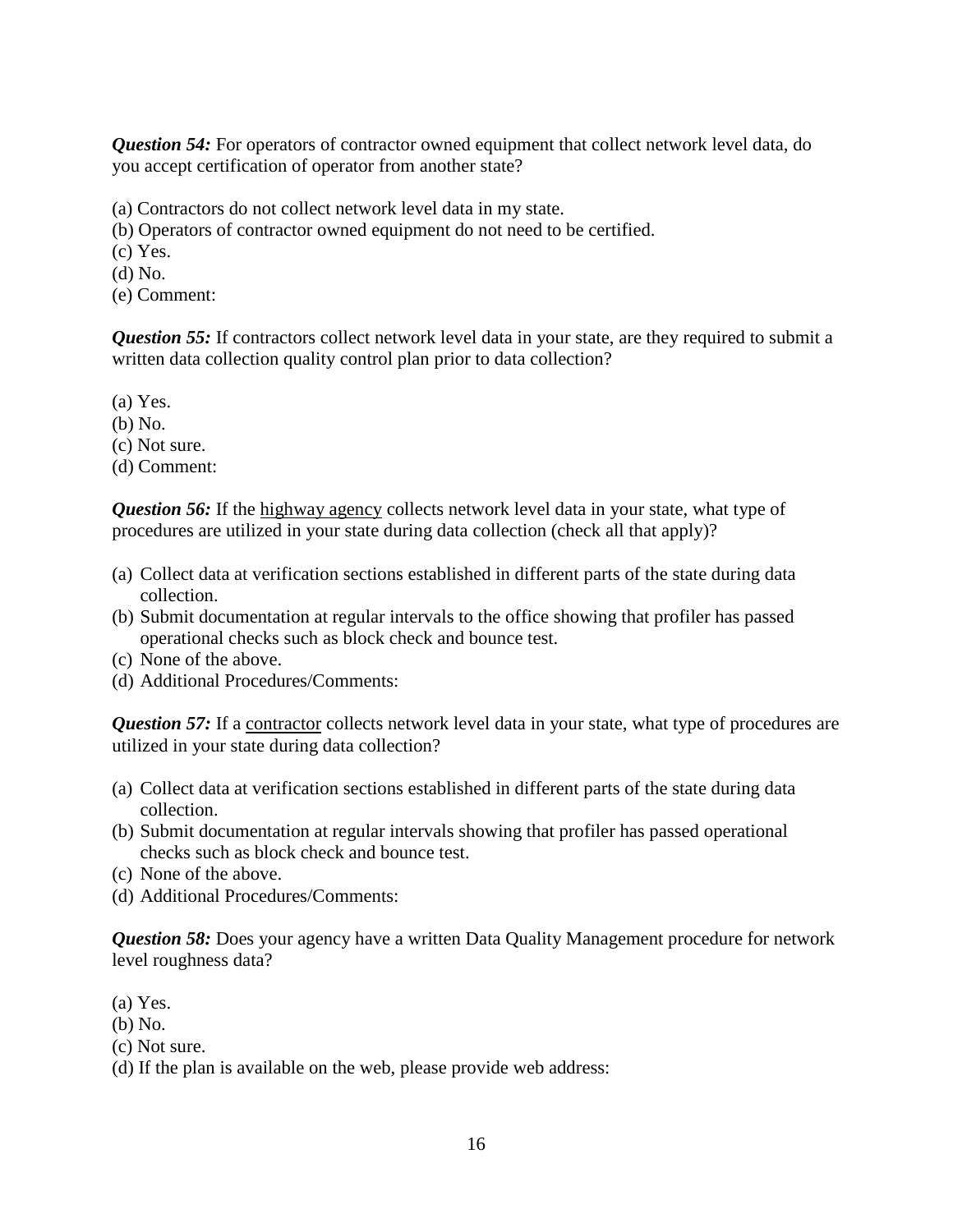***Question 54:*** For operators of contractor owned equipment that collect network level data, do you accept certification of operator from another state?

(a) Contractors do not collect network level data in my state.
(b) Operators of contractor owned equipment do not need to be certified.
(c) Yes.
(d) No.
(e) Comment:

***Question 55:*** If contractors collect network level data in your state, are they required to submit a written data collection quality control plan prior to data collection?

(a) Yes.
(b) No.
(c) Not sure.
(d) Comment:

***Question 56:*** If the <u>highway agency</u> collects network level data in your state, what type of procedures are utilized in your state during data collection (check all that apply)?

(a) Collect data at verification sections established in different parts of the state during data collection.
(b) Submit documentation at regular intervals to the office showing that profiler has passed operational checks such as block check and bounce test.
(c) None of the above.
(d) Additional Procedures/Comments:

***Question 57:*** If a <u>contractor</u> collects network level data in your state, what type of procedures are utilized in your state during data collection?

(a) Collect data at verification sections established in different parts of the state during data collection.
(b) Submit documentation at regular intervals showing that profiler has passed operational checks such as block check and bounce test.
(c) None of the above.
(d) Additional Procedures/Comments:

***Question 58:*** Does your agency have a written Data Quality Management procedure for network level roughness data?

(a) Yes.
(b) No.
(c) Not sure.
(d) If the plan is available on the web, please provide web address: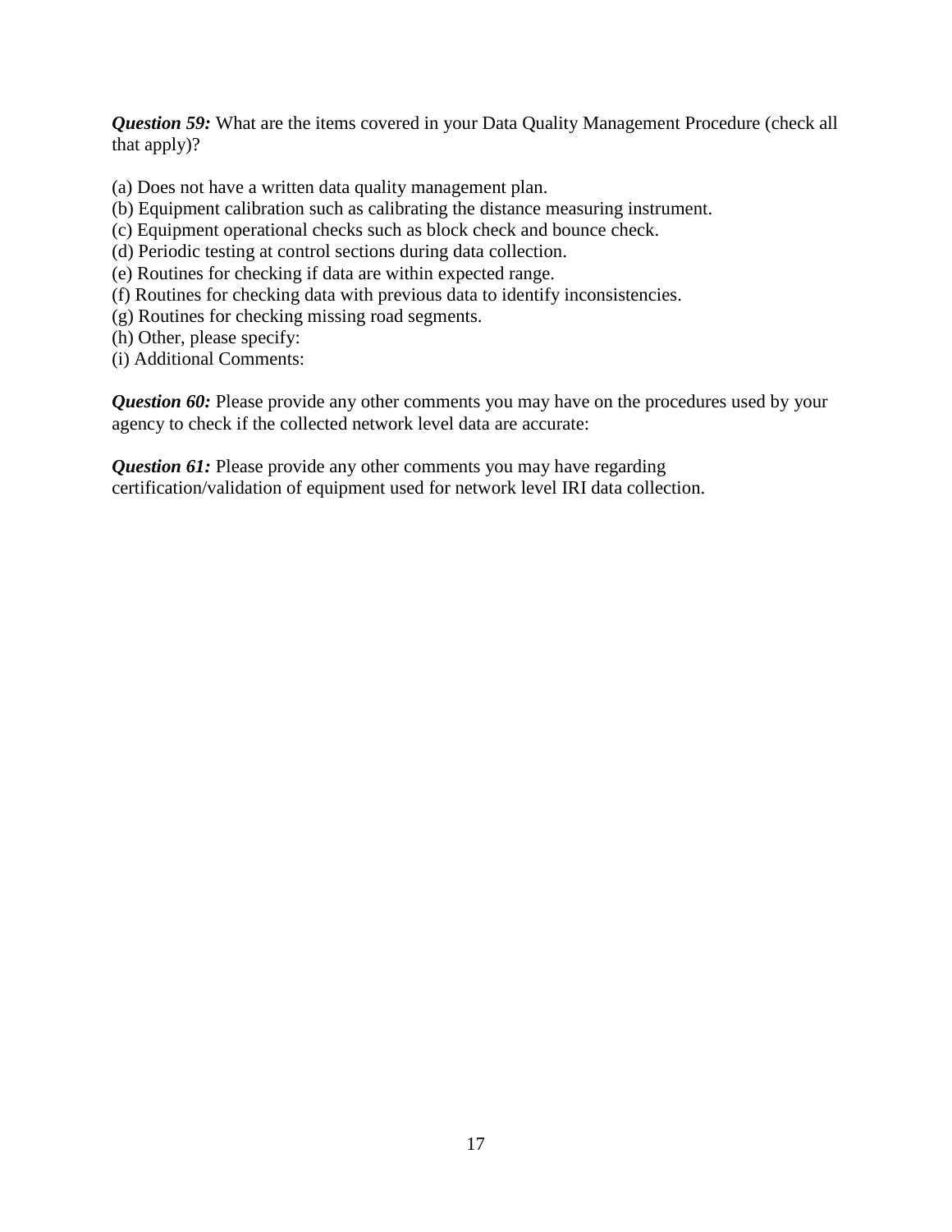***Question 59:*** What are the items covered in your Data Quality Management Procedure (check all that apply)?

(a) Does not have a written data quality management plan.
(b) Equipment calibration such as calibrating the distance measuring instrument.
(c) Equipment operational checks such as block check and bounce check.
(d) Periodic testing at control sections during data collection.
(e) Routines for checking if data are within expected range.
(f) Routines for checking data with previous data to identify inconsistencies.
(g) Routines for checking missing road segments.
(h) Other, please specify:
(i) Additional Comments:

***Question 60:*** Please provide any other comments you may have on the procedures used by your agency to check if the collected network level data are accurate:

***Question 61:*** Please provide any other comments you may have regarding certification/validation of equipment used for network level IRI data collection.